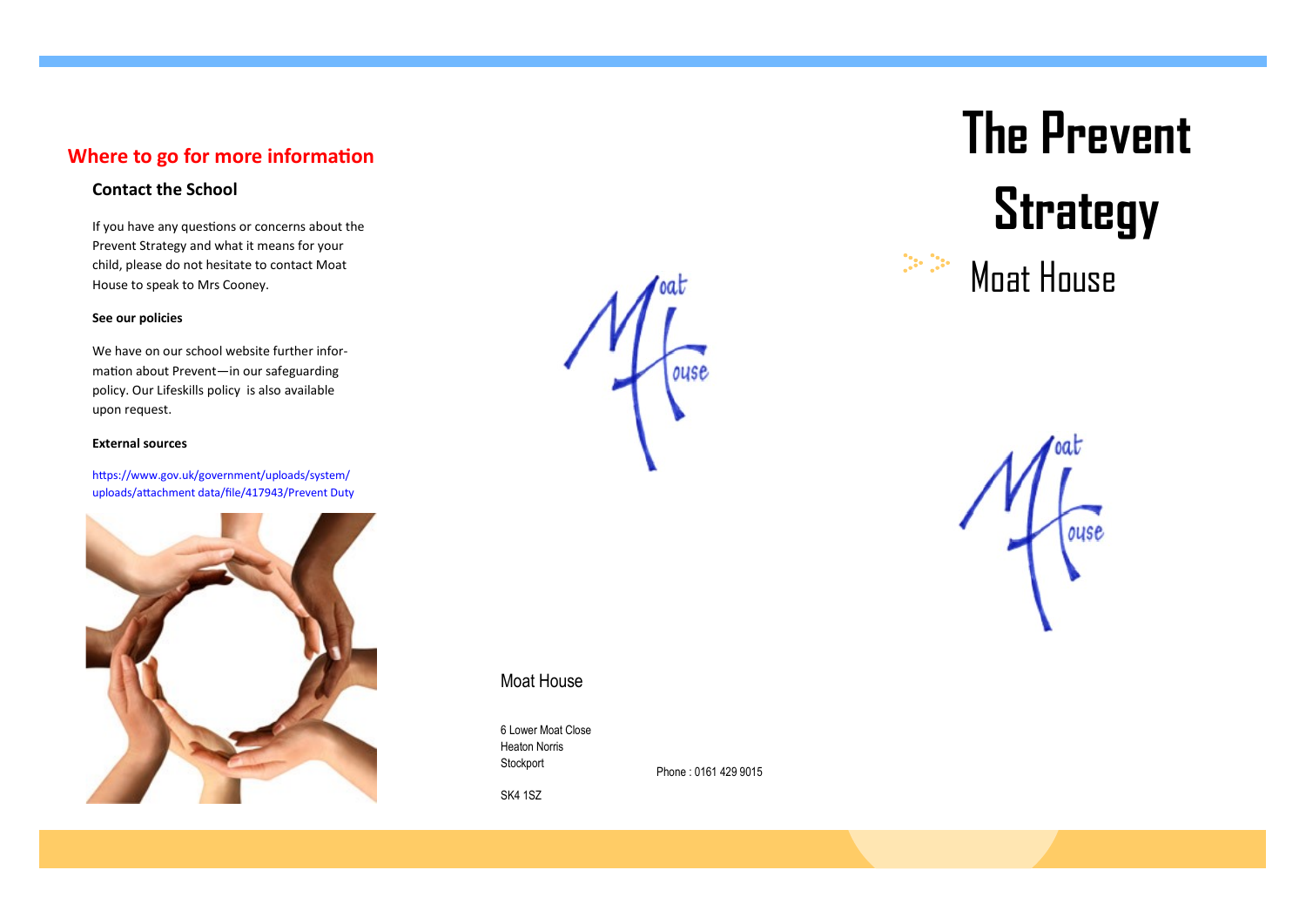## Where to go for more information

### Contact the School

If you have any questions or concerns about the Prevent Strategy and what it means for your child, please do not hesitate to contact Moat House to speak to Mrs Cooney.

**See our policies**

We have on our school website further information about Prevent—in our safeguarding policy. Our Lifeskills policy is also available upon request.

**External sources**

https://www.gov.uk/government/uploads/system/uploads/attachment data/file/417943/Prevent Duty

Moat House

6 Lower Moat Close
Heaton Norris
Stockport

SK4 1SZ

Phone : 0161 429 9015

# The Prevent Strategy

Moat House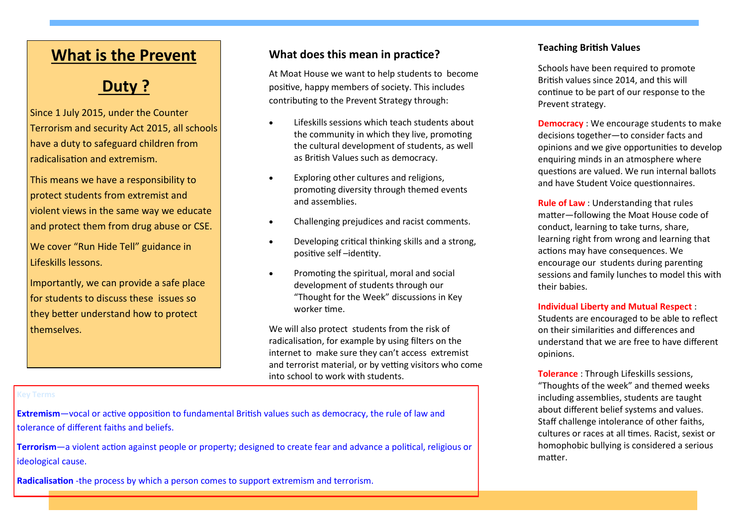# What is the Prevent Duty ?

Since 1 July 2015, under the Counter Terrorism and security Act 2015, all schools have a duty to safeguard children from radicalisation and extremism.

This means we have a responsibility to protect students from extremist and violent views in the same way we educate and protect them from drug abuse or CSE.

We cover "Run Hide Tell" guidance in Lifeskills lessons.

Importantly, we can provide a safe place for students to discuss these issues so they better understand how to protect themselves.

## What does this mean in practice?

At Moat House we want to help students to become positive, happy members of society. This includes contributing to the Prevent Strategy through:

- Lifeskills sessions which teach students about the community in which they live, promoting the cultural development of students, as well as British Values such as democracy.
- Exploring other cultures and religions, promoting diversity through themed events and assemblies.
- Challenging prejudices and racist comments.
- Developing critical thinking skills and a strong, positive self –identity.
- Promoting the spiritual, moral and social development of students through our "Thought for the Week" discussions in Key worker time.

We will also protect students from the risk of radicalisation, for example by using filters on the internet to make sure they can't access extremist and terrorist material, or by vetting visitors who come into school to work with students.

### Key Terms

**Extremism**—vocal or active opposition to fundamental British values such as democracy, the rule of law and tolerance of different faiths and beliefs.

**Terrorism**—a violent action against people or property; designed to create fear and advance a political, religious or ideological cause.

**Radicalisation** -the process by which a person comes to support extremism and terrorism.

## Teaching British Values

Schools have been required to promote British values since 2014, and this will continue to be part of our response to the Prevent strategy.

**Democracy** : We encourage students to make decisions together—to consider facts and opinions and we give opportunities to develop enquiring minds in an atmosphere where questions are valued. We run internal ballots and have Student Voice questionnaires.

**Rule of Law** : Understanding that rules matter—following the Moat House code of conduct, learning to take turns, share, learning right from wrong and learning that actions may have consequences. We encourage our students during parenting sessions and family lunches to model this with their babies.

**Individual Liberty and Mutual Respect** : Students are encouraged to be able to reflect on their similarities and differences and understand that we are free to have different opinions.

**Tolerance** : Through Lifeskills sessions, "Thoughts of the week" and themed weeks including assemblies, students are taught about different belief systems and values. Staff challenge intolerance of other faiths, cultures or races at all times. Racist, sexist or homophobic bullying is considered a serious matter.